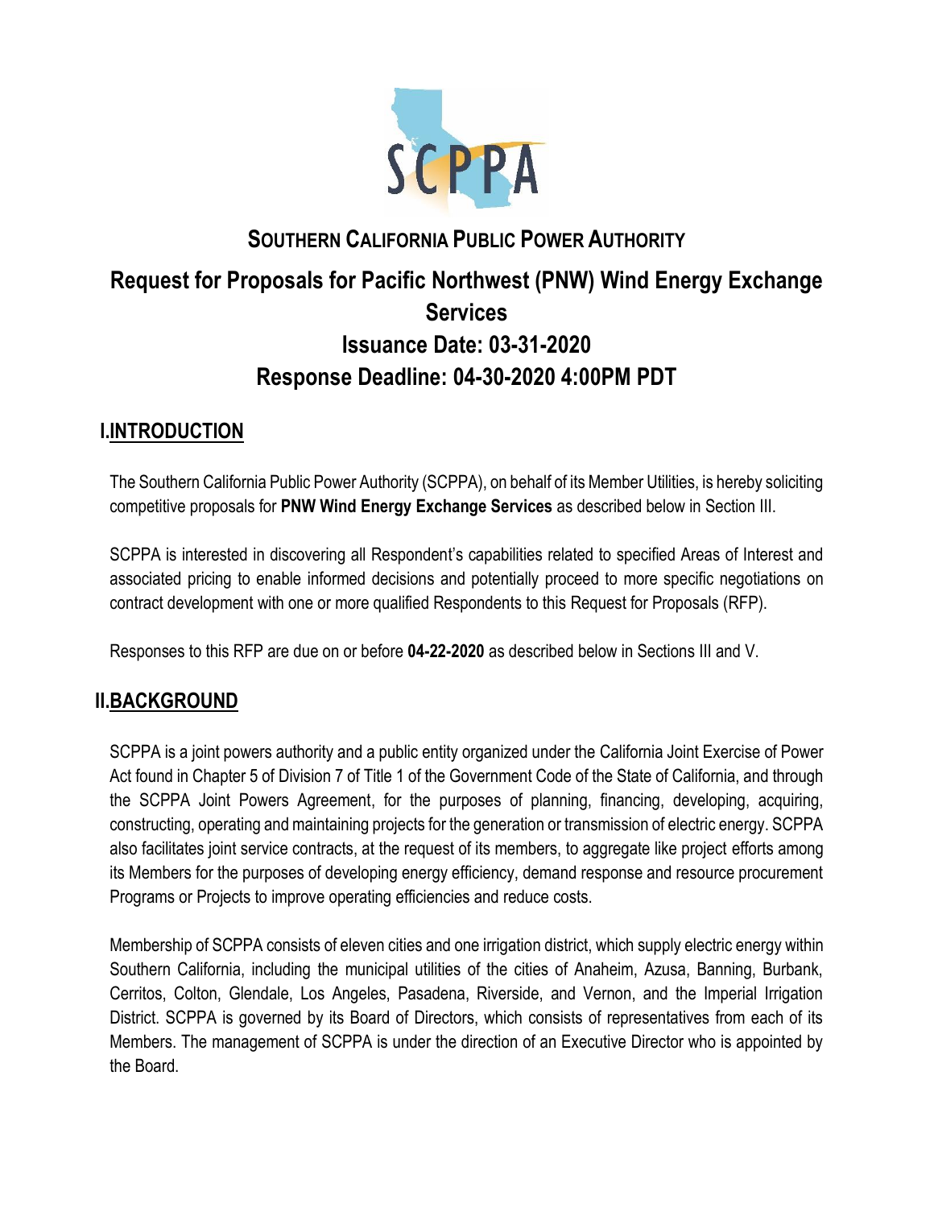# SOUTHERN CALIFORNIA PUBLIC POWER AUTHORITY

# Request for Proposals for Pacific Northwest (PNW) Wind Energy Exchange Services

# Issuance Date: 03-31-2020

# Response Deadline: 04-30-2020 4:00PM PDT

## I. INTRODUCTION

The Southern California Public Power Authority (SCPPA), on behalf of its Member Utilities, is hereby soliciting competitive proposals for **PNW Wind Energy Exchange Services** as described below in Section III.

SCPPA is interested in discovering all Respondent's capabilities related to specified Areas of Interest and associated pricing to enable informed decisions and potentially proceed to more specific negotiations on contract development with one or more qualified Respondents to this Request for Proposals (RFP).

Responses to this RFP are due on or before **04-22-2020** as described below in Sections III and V.

## II. BACKGROUND

SCPPA is a joint powers authority and a public entity organized under the California Joint Exercise of Power Act found in Chapter 5 of Division 7 of Title 1 of the Government Code of the State of California, and through the SCPPA Joint Powers Agreement, for the purposes of planning, financing, developing, acquiring, constructing, operating and maintaining projects for the generation or transmission of electric energy. SCPPA also facilitates joint service contracts, at the request of its members, to aggregate like project efforts among its Members for the purposes of developing energy efficiency, demand response and resource procurement Programs or Projects to improve operating efficiencies and reduce costs.

Membership of SCPPA consists of eleven cities and one irrigation district, which supply electric energy within Southern California, including the municipal utilities of the cities of Anaheim, Azusa, Banning, Burbank, Cerritos, Colton, Glendale, Los Angeles, Pasadena, Riverside, and Vernon, and the Imperial Irrigation District. SCPPA is governed by its Board of Directors, which consists of representatives from each of its Members. The management of SCPPA is under the direction of an Executive Director who is appointed by the Board.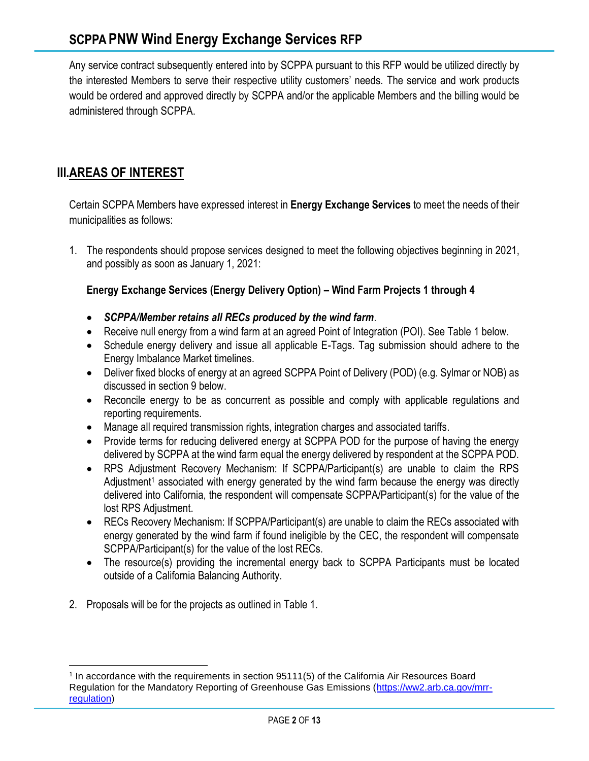Any service contract subsequently entered into by SCPPA pursuant to this RFP would be utilized directly by the interested Members to serve their respective utility customers' needs. The service and work products would be ordered and approved directly by SCPPA and/or the applicable Members and the billing would be administered through SCPPA.

## III. AREAS OF INTEREST

Certain SCPPA Members have expressed interest in **Energy Exchange Services** to meet the needs of their municipalities as follows:

1. The respondents should propose services designed to meet the following objectives beginning in 2021, and possibly as soon as January 1, 2021:

   **Energy Exchange Services (Energy Delivery Option) – Wind Farm Projects 1 through 4**

   - ***SCPPA/Member retains all RECs produced by the wind farm***.
   - Receive null energy from a wind farm at an agreed Point of Integration (POI). See Table 1 below.
   - Schedule energy delivery and issue all applicable E-Tags. Tag submission should adhere to the Energy Imbalance Market timelines.
   - Deliver fixed blocks of energy at an agreed SCPPA Point of Delivery (POD) (e.g. Sylmar or NOB) as discussed in section 9 below.
   - Reconcile energy to be as concurrent as possible and comply with applicable regulations and reporting requirements.
   - Manage all required transmission rights, integration charges and associated tariffs.
   - Provide terms for reducing delivered energy at SCPPA POD for the purpose of having the energy delivered by SCPPA at the wind farm equal the energy delivered by respondent at the SCPPA POD.
   - RPS Adjustment Recovery Mechanism: If SCPPA/Participant(s) are unable to claim the RPS Adjustment[1] associated with energy generated by the wind farm because the energy was directly delivered into California, the respondent will compensate SCPPA/Participant(s) for the value of the lost RPS Adjustment.
   - RECs Recovery Mechanism: If SCPPA/Participant(s) are unable to claim the RECs associated with energy generated by the wind farm if found ineligible by the CEC, the respondent will compensate SCPPA/Participant(s) for the value of the lost RECs.
   - The resource(s) providing the incremental energy back to SCPPA Participants must be located outside of a California Balancing Authority.

2. Proposals will be for the projects as outlined in Table 1.

[1] In accordance with the requirements in section 95111(5) of the California Air Resources Board Regulation for the Mandatory Reporting of Greenhouse Gas Emissions (https://ww2.arb.ca.gov/mrr-regulation)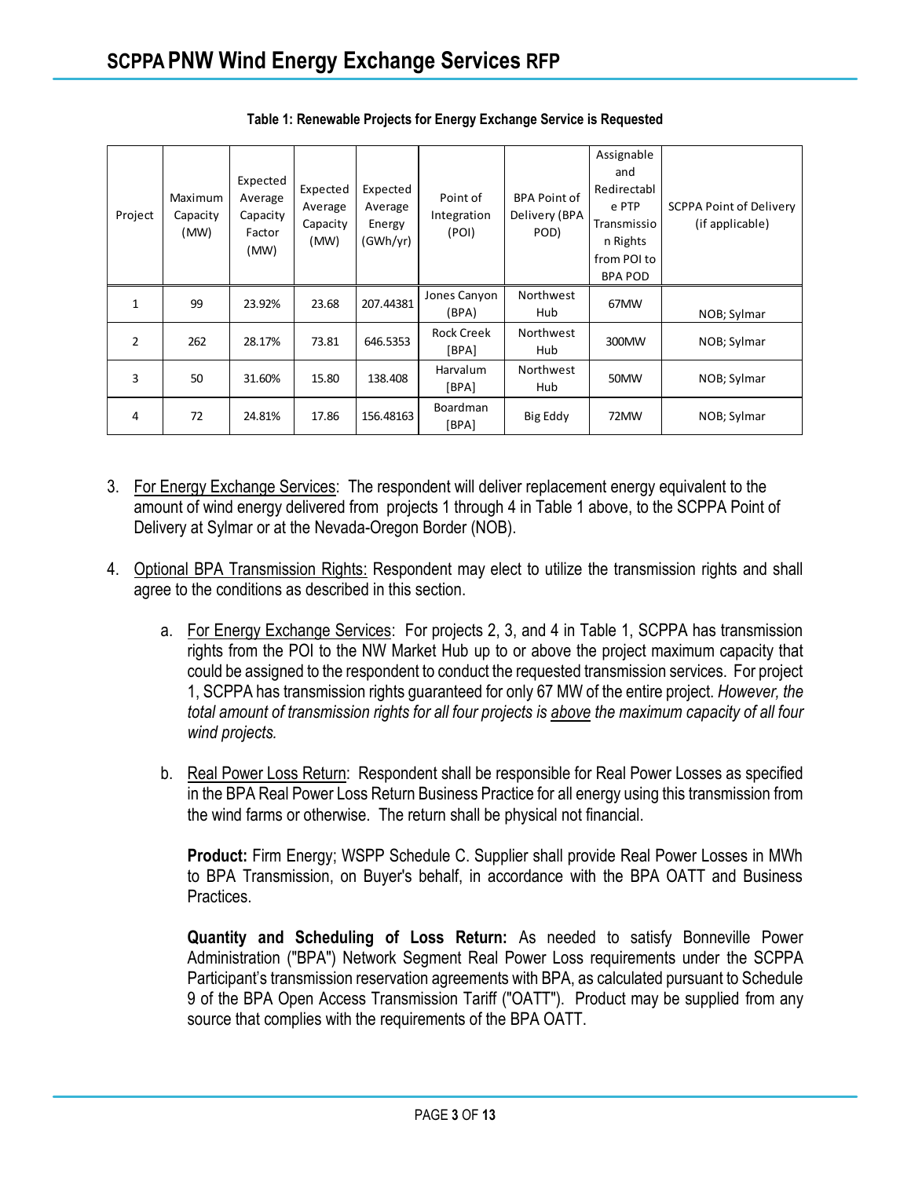**Table 1: Renewable Projects for Energy Exchange Service is Requested**

| Project | Maximum Capacity (MW) | Expected Average Capacity Factor (MW) | Expected Average Capacity (MW) | Expected Average Energy (GWh/yr) | Point of Integration (POI) | BPA Point of Delivery (BPA POD) | Assignable and Redirectable PTP Transmission Rights from POI to BPA POD | SCPPA Point of Delivery (if applicable) |
|---|---|---|---|---|---|---|---|---|
| 1 | 99 | 23.92% | 23.68 | 207.44381 | Jones Canyon (BPA) | Northwest Hub | 67MW | NOB; Sylmar |
| 2 | 262 | 28.17% | 73.81 | 646.5353 | Rock Creek [BPA] | Northwest Hub | 300MW | NOB; Sylmar |
| 3 | 50 | 31.60% | 15.80 | 138.408 | Harvalum [BPA] | Northwest Hub | 50MW | NOB; Sylmar |
| 4 | 72 | 24.81% | 17.86 | 156.48163 | Boardman [BPA] | Big Eddy | 72MW | NOB; Sylmar |

3. For Energy Exchange Services: The respondent will deliver replacement energy equivalent to the amount of wind energy delivered from projects 1 through 4 in Table 1 above, to the SCPPA Point of Delivery at Sylmar or at the Nevada-Oregon Border (NOB).

4. Optional BPA Transmission Rights: Respondent may elect to utilize the transmission rights and shall agree to the conditions as described in this section.

   a. For Energy Exchange Services: For projects 2, 3, and 4 in Table 1, SCPPA has transmission rights from the POI to the NW Market Hub up to or above the project maximum capacity that could be assigned to the respondent to conduct the requested transmission services. For project 1, SCPPA has transmission rights guaranteed for only 67 MW of the entire project. *However, the total amount of transmission rights for all four projects is above the maximum capacity of all four wind projects.*

   b. Real Power Loss Return: Respondent shall be responsible for Real Power Losses as specified in the BPA Real Power Loss Return Business Practice for all energy using this transmission from the wind farms or otherwise. The return shall be physical not financial.

      **Product:** Firm Energy; WSPP Schedule C. Supplier shall provide Real Power Losses in MWh to BPA Transmission, on Buyer's behalf, in accordance with the BPA OATT and Business Practices.

      **Quantity and Scheduling of Loss Return:** As needed to satisfy Bonneville Power Administration ("BPA") Network Segment Real Power Loss requirements under the SCPPA Participant's transmission reservation agreements with BPA, as calculated pursuant to Schedule 9 of the BPA Open Access Transmission Tariff ("OATT"). Product may be supplied from any source that complies with the requirements of the BPA OATT.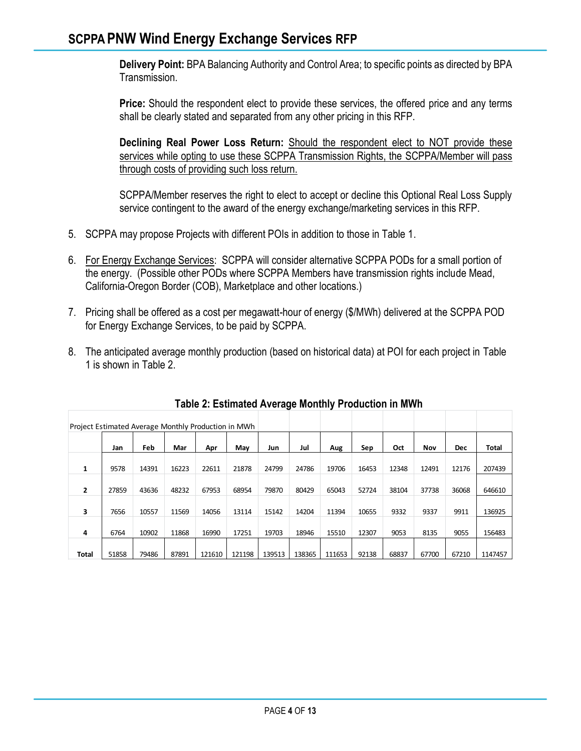**Delivery Point:** BPA Balancing Authority and Control Area; to specific points as directed by BPA Transmission.

**Price:** Should the respondent elect to provide these services, the offered price and any terms shall be clearly stated and separated from any other pricing in this RFP.

**Declining Real Power Loss Return:** Should the respondent elect to NOT provide these services while opting to use these SCPPA Transmission Rights, the SCPPA/Member will pass through costs of providing such loss return.

SCPPA/Member reserves the right to elect to accept or decline this Optional Real Loss Supply service contingent to the award of the energy exchange/marketing services in this RFP.

5. SCPPA may propose Projects with different POIs in addition to those in Table 1.
6. For Energy Exchange Services: SCPPA will consider alternative SCPPA PODs for a small portion of the energy. (Possible other PODs where SCPPA Members have transmission rights include Mead, California-Oregon Border (COB), Marketplace and other locations.)
7. Pricing shall be offered as a cost per megawatt-hour of energy ($/MWh) delivered at the SCPPA POD for Energy Exchange Services, to be paid by SCPPA.
8. The anticipated average monthly production (based on historical data) at POI for each project in Table 1 is shown in Table 2.

**Table 2: Estimated Average Monthly Production in MWh**

| Project Estimated Average Monthly Production in MWh | | | | | | | | | | | | | |
|---|---|---|---|---|---|---|---|---|---|---|---|---|---|
| | Jan | Feb | Mar | Apr | May | Jun | Jul | Aug | Sep | Oct | Nov | Dec | Total |
| 1 | 9578 | 14391 | 16223 | 22611 | 21878 | 24799 | 24786 | 19706 | 16453 | 12348 | 12491 | 12176 | 207439 |
| 2 | 27859 | 43636 | 48232 | 67953 | 68954 | 79870 | 80429 | 65043 | 52724 | 38104 | 37738 | 36068 | 646610 |
| 3 | 7656 | 10557 | 11569 | 14056 | 13114 | 15142 | 14204 | 11394 | 10655 | 9332 | 9337 | 9911 | 136925 |
| 4 | 6764 | 10902 | 11868 | 16990 | 17251 | 19703 | 18946 | 15510 | 12307 | 9053 | 8135 | 9055 | 156483 |
| Total | 51858 | 79486 | 87891 | 121610 | 121198 | 139513 | 138365 | 111653 | 92138 | 68837 | 67700 | 67210 | 1147457 |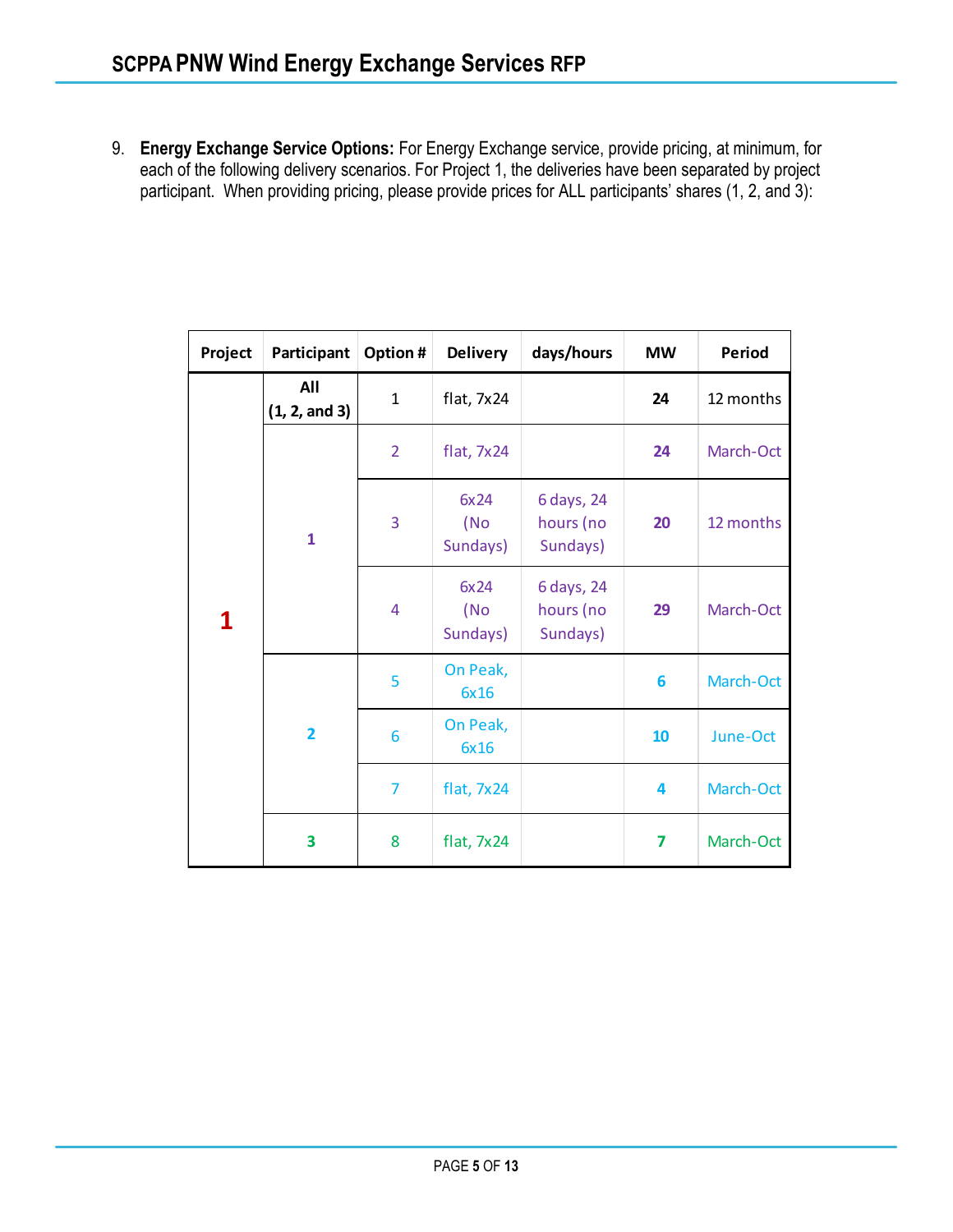9. **Energy Exchange Service Options:** For Energy Exchange service, provide pricing, at minimum, for each of the following delivery scenarios. For Project 1, the deliveries have been separated by project participant. When providing pricing, please provide prices for ALL participants' shares (1, 2, and 3):

| Project | Participant | Option # | Delivery | days/hours | MW | Period |
|---|---|---|---|---|---|---|
| 1 | All (1, 2, and 3) | 1 | flat, 7x24 | | **24** | 12 months |
| | 1 | 2 | flat, 7x24 | | **24** | March-Oct |
| | | 3 | 6x24 (No Sundays) | 6 days, 24 hours (no Sundays) | **20** | 12 months |
| | | 4 | 6x24 (No Sundays) | 6 days, 24 hours (no Sundays) | **29** | March-Oct |
| | 2 | 5 | On Peak, 6x16 | | **6** | March-Oct |
| | | 6 | On Peak, 6x16 | | **10** | June-Oct |
| | | 7 | flat, 7x24 | | **4** | March-Oct |
| | 3 | 8 | flat, 7x24 | | **7** | March-Oct |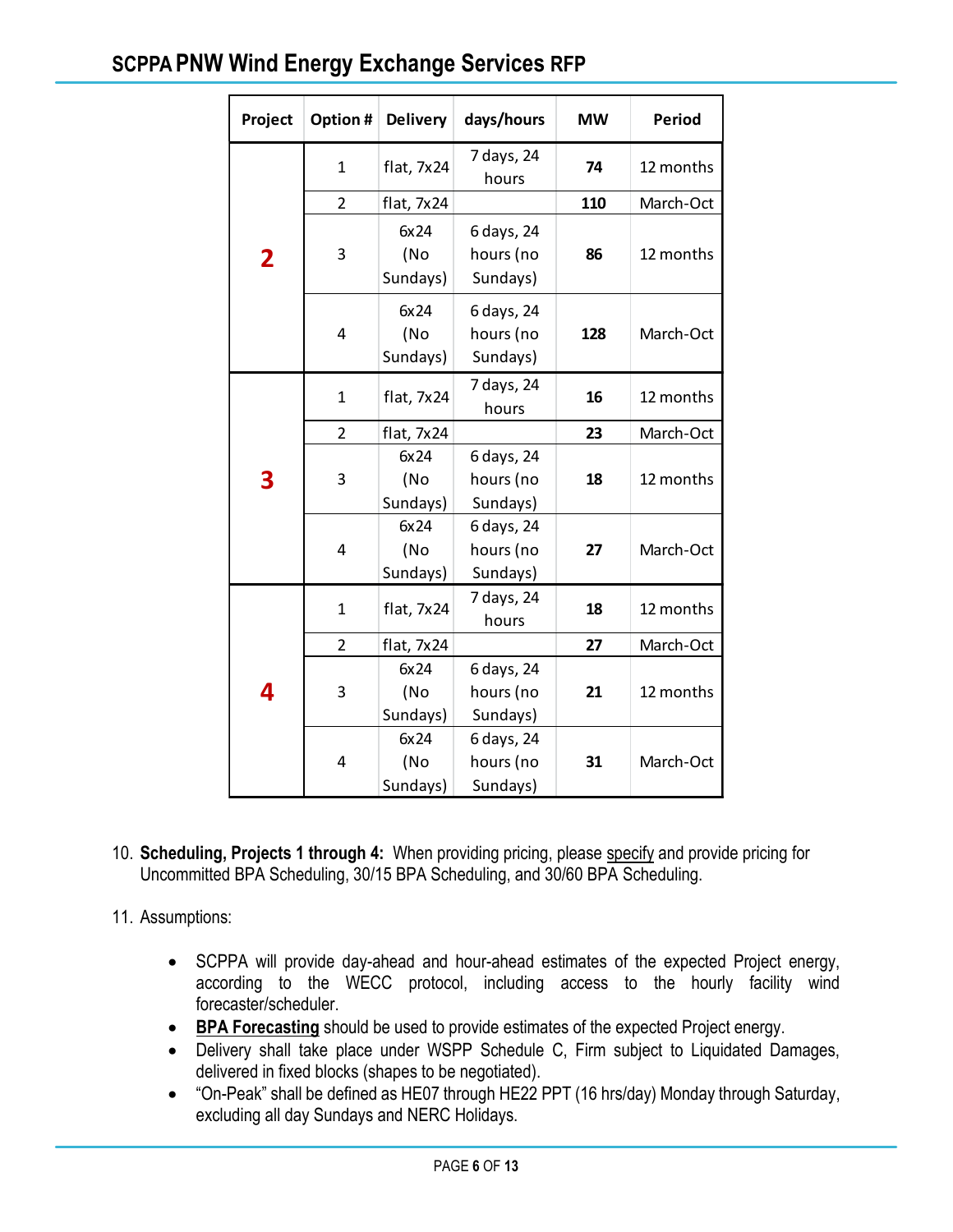| Project | Option # | Delivery | days/hours | MW | Period |
|---|---|---|---|---|---|
| **2** | 1 | flat, 7x24 | 7 days, 24 hours | **74** | 12 months |
| | 2 | flat, 7x24 | | **110** | March-Oct |
| | 3 | 6x24 (No Sundays) | 6 days, 24 hours (no Sundays) | **86** | 12 months |
| | 4 | 6x24 (No Sundays) | 6 days, 24 hours (no Sundays) | **128** | March-Oct |
| **3** | 1 | flat, 7x24 | 7 days, 24 hours | **16** | 12 months |
| | 2 | flat, 7x24 | | **23** | March-Oct |
| | 3 | 6x24 (No Sundays) | 6 days, 24 hours (no Sundays) | **18** | 12 months |
| | 4 | 6x24 (No Sundays) | 6 days, 24 hours (no Sundays) | **27** | March-Oct |
| **4** | 1 | flat, 7x24 | 7 days, 24 hours | **18** | 12 months |
| | 2 | flat, 7x24 | | **27** | March-Oct |
| | 3 | 6x24 (No Sundays) | 6 days, 24 hours (no Sundays) | **21** | 12 months |
| | 4 | 6x24 (No Sundays) | 6 days, 24 hours (no Sundays) | **31** | March-Oct |

10. **Scheduling, Projects 1 through 4:** When providing pricing, please specify and provide pricing for Uncommitted BPA Scheduling, 30/15 BPA Scheduling, and 30/60 BPA Scheduling.

11. Assumptions:

    - SCPPA will provide day-ahead and hour-ahead estimates of the expected Project energy, according to the WECC protocol, including access to the hourly facility wind forecaster/scheduler.
    - **BPA Forecasting** should be used to provide estimates of the expected Project energy.
    - Delivery shall take place under WSPP Schedule C, Firm subject to Liquidated Damages, delivered in fixed blocks (shapes to be negotiated).
    - "On-Peak" shall be defined as HE07 through HE22 PPT (16 hrs/day) Monday through Saturday, excluding all day Sundays and NERC Holidays.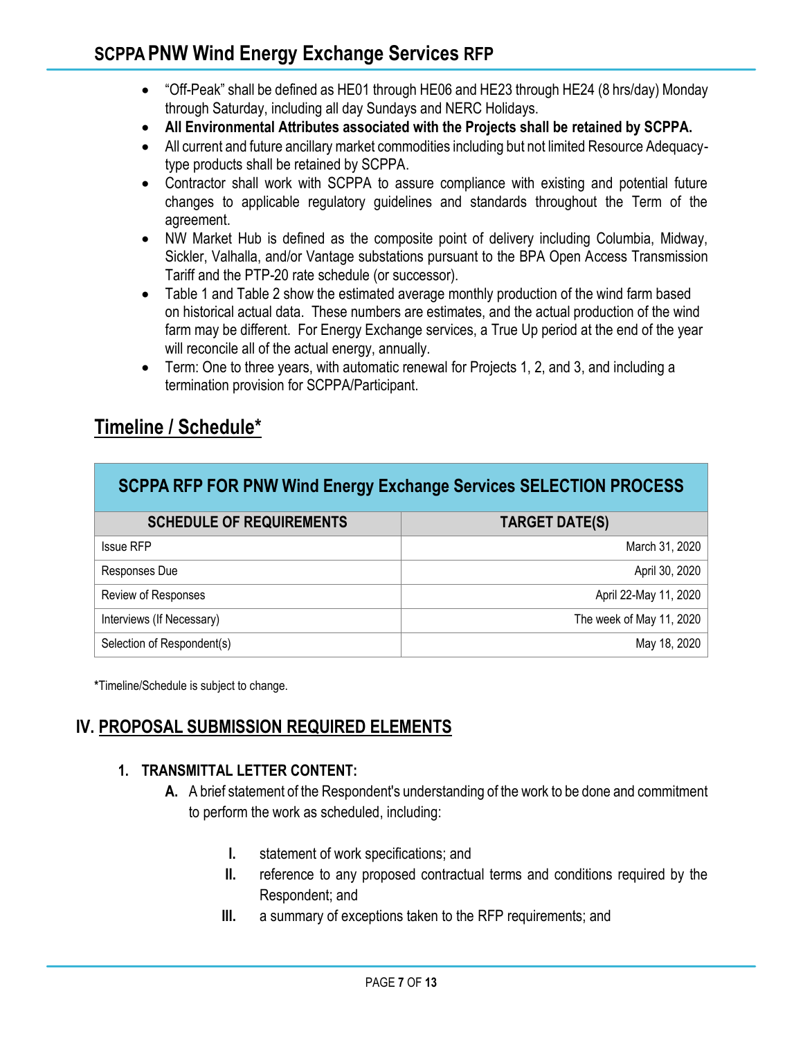- "Off-Peak" shall be defined as HE01 through HE06 and HE23 through HE24 (8 hrs/day) Monday through Saturday, including all day Sundays and NERC Holidays.
- **All Environmental Attributes associated with the Projects shall be retained by SCPPA.**
- All current and future ancillary market commodities including but not limited Resource Adequacy-type products shall be retained by SCPPA.
- Contractor shall work with SCPPA to assure compliance with existing and potential future changes to applicable regulatory guidelines and standards throughout the Term of the agreement.
- NW Market Hub is defined as the composite point of delivery including Columbia, Midway, Sickler, Valhalla, and/or Vantage substations pursuant to the BPA Open Access Transmission Tariff and the PTP-20 rate schedule (or successor).
- Table 1 and Table 2 show the estimated average monthly production of the wind farm based on historical actual data. These numbers are estimates, and the actual production of the wind farm may be different. For Energy Exchange services, a True Up period at the end of the year will reconcile all of the actual energy, annually.
- Term: One to three years, with automatic renewal for Projects 1, 2, and 3, and including a termination provision for SCPPA/Participant.

## Timeline / Schedule*

| SCPPA RFP FOR PNW Wind Energy Exchange Services SELECTION PROCESS | |
|---|---|
| **SCHEDULE OF REQUIREMENTS** | **TARGET DATE(S)** |
| Issue RFP | March 31, 2020 |
| Responses Due | April 30, 2020 |
| Review of Responses | April 22-May 11, 2020 |
| Interviews (If Necessary) | The week of May 11, 2020 |
| Selection of Respondent(s) | May 18, 2020 |

***Timeline/Schedule is subject to change.**

# IV. PROPOSAL SUBMISSION REQUIRED ELEMENTS

### 1. TRANSMITTAL LETTER CONTENT:

**A.** A brief statement of the Respondent's understanding of the work to be done and commitment to perform the work as scheduled, including:

**I.** statement of work specifications; and

**II.** reference to any proposed contractual terms and conditions required by the Respondent; and

**III.** a summary of exceptions taken to the RFP requirements; and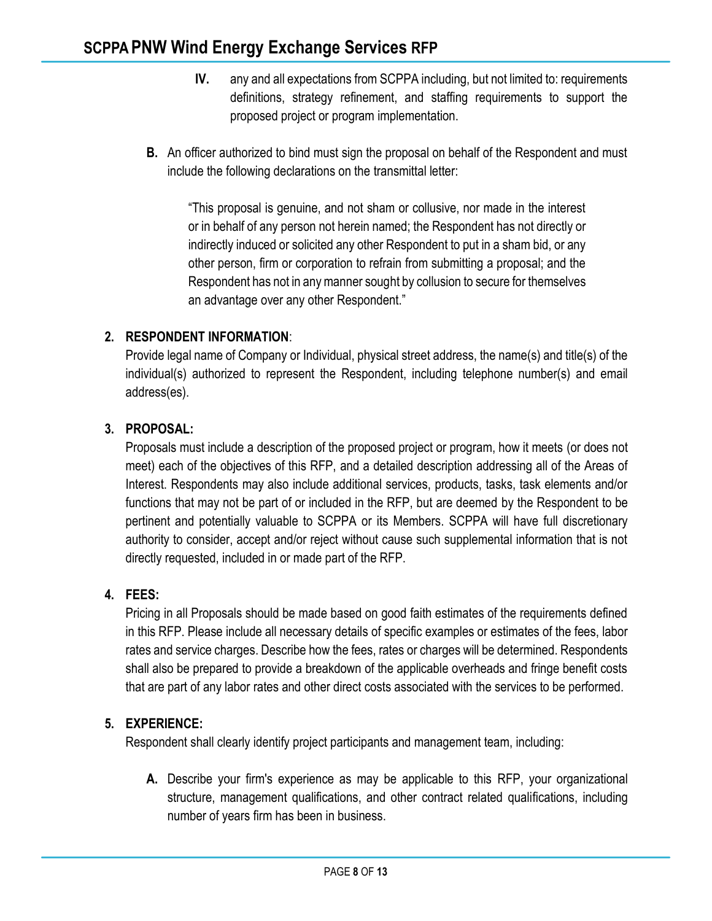IV. any and all expectations from SCPPA including, but not limited to: requirements definitions, strategy refinement, and staffing requirements to support the proposed project or program implementation.

**B.** An officer authorized to bind must sign the proposal on behalf of the Respondent and must include the following declarations on the transmittal letter:

> "This proposal is genuine, and not sham or collusive, nor made in the interest or in behalf of any person not herein named; the Respondent has not directly or indirectly induced or solicited any other Respondent to put in a sham bid, or any other person, firm or corporation to refrain from submitting a proposal; and the Respondent has not in any manner sought by collusion to secure for themselves an advantage over any other Respondent."

**2. RESPONDENT INFORMATION**:

Provide legal name of Company or Individual, physical street address, the name(s) and title(s) of the individual(s) authorized to represent the Respondent, including telephone number(s) and email address(es).

**3. PROPOSAL:**

Proposals must include a description of the proposed project or program, how it meets (or does not meet) each of the objectives of this RFP, and a detailed description addressing all of the Areas of Interest. Respondents may also include additional services, products, tasks, task elements and/or functions that may not be part of or included in the RFP, but are deemed by the Respondent to be pertinent and potentially valuable to SCPPA or its Members. SCPPA will have full discretionary authority to consider, accept and/or reject without cause such supplemental information that is not directly requested, included in or made part of the RFP.

**4. FEES:**

Pricing in all Proposals should be made based on good faith estimates of the requirements defined in this RFP. Please include all necessary details of specific examples or estimates of the fees, labor rates and service charges. Describe how the fees, rates or charges will be determined. Respondents shall also be prepared to provide a breakdown of the applicable overheads and fringe benefit costs that are part of any labor rates and other direct costs associated with the services to be performed.

**5. EXPERIENCE:**

Respondent shall clearly identify project participants and management team, including:

**A.** Describe your firm's experience as may be applicable to this RFP, your organizational structure, management qualifications, and other contract related qualifications, including number of years firm has been in business.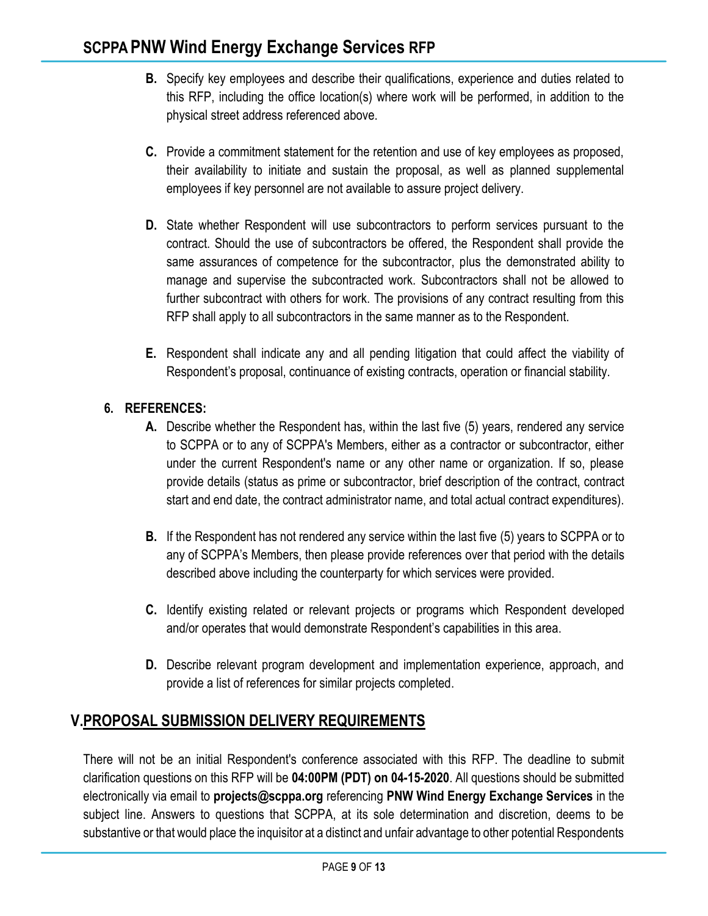**B.** Specify key employees and describe their qualifications, experience and duties related to this RFP, including the office location(s) where work will be performed, in addition to the physical street address referenced above.

**C.** Provide a commitment statement for the retention and use of key employees as proposed, their availability to initiate and sustain the proposal, as well as planned supplemental employees if key personnel are not available to assure project delivery.

**D.** State whether Respondent will use subcontractors to perform services pursuant to the contract. Should the use of subcontractors be offered, the Respondent shall provide the same assurances of competence for the subcontractor, plus the demonstrated ability to manage and supervise the subcontracted work. Subcontractors shall not be allowed to further subcontract with others for work. The provisions of any contract resulting from this RFP shall apply to all subcontractors in the same manner as to the Respondent.

**E.** Respondent shall indicate any and all pending litigation that could affect the viability of Respondent's proposal, continuance of existing contracts, operation or financial stability.

**6. REFERENCES:**

**A.** Describe whether the Respondent has, within the last five (5) years, rendered any service to SCPPA or to any of SCPPA's Members, either as a contractor or subcontractor, either under the current Respondent's name or any other name or organization. If so, please provide details (status as prime or subcontractor, brief description of the contract, contract start and end date, the contract administrator name, and total actual contract expenditures).

**B.** If the Respondent has not rendered any service within the last five (5) years to SCPPA or to any of SCPPA's Members, then please provide references over that period with the details described above including the counterparty for which services were provided.

**C.** Identify existing related or relevant projects or programs which Respondent developed and/or operates that would demonstrate Respondent's capabilities in this area.

**D.** Describe relevant program development and implementation experience, approach, and provide a list of references for similar projects completed.

## V. PROPOSAL SUBMISSION DELIVERY REQUIREMENTS

There will not be an initial Respondent's conference associated with this RFP. The deadline to submit clarification questions on this RFP will be **04:00PM (PDT) on 04-15-2020**. All questions should be submitted electronically via email to **projects@scppa.org** referencing **PNW Wind Energy Exchange Services** in the subject line. Answers to questions that SCPPA, at its sole determination and discretion, deems to be substantive or that would place the inquisitor at a distinct and unfair advantage to other potential Respondents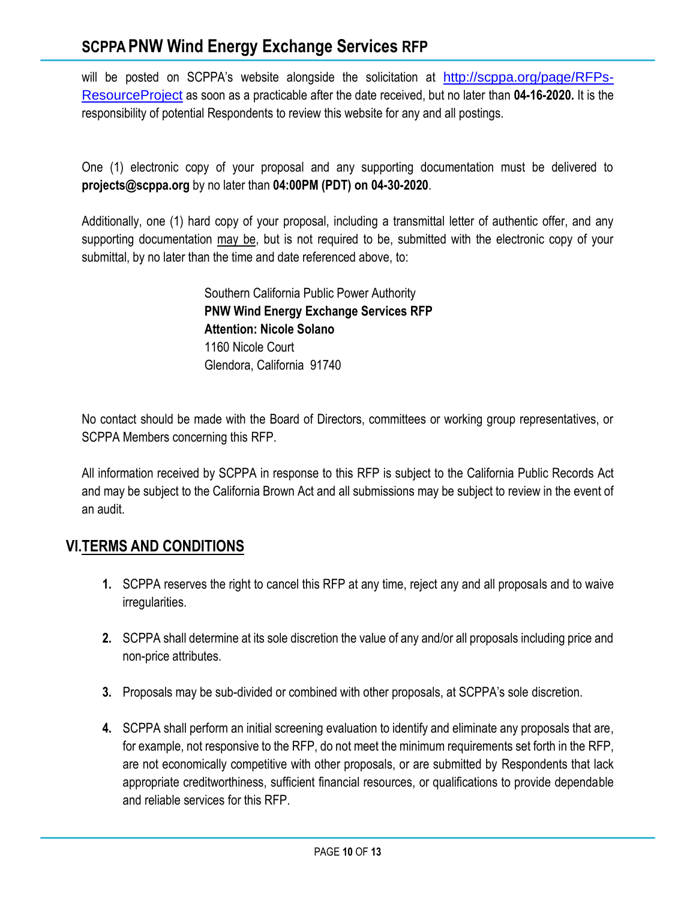will be posted on SCPPA's website alongside the solicitation at [http://scppa.org/page/RFPs-ResourceProject](http://scppa.org/page/RFPs-ResourceProject) as soon as a practicable after the date received, but no later than **04-16-2020.** It is the responsibility of potential Respondents to review this website for any and all postings.

One (1) electronic copy of your proposal and any supporting documentation must be delivered to **projects@scppa.org** by no later than **04:00PM (PDT) on 04-30-2020**.

Additionally, one (1) hard copy of your proposal, including a transmittal letter of authentic offer, and any supporting documentation may be, but is not required to be, submitted with the electronic copy of your submittal, by no later than the time and date referenced above, to:

> Southern California Public Power Authority
> **PNW Wind Energy Exchange Services RFP**
> **Attention: Nicole Solano**
> 1160 Nicole Court
> Glendora, California 91740

No contact should be made with the Board of Directors, committees or working group representatives, or SCPPA Members concerning this RFP.

All information received by SCPPA in response to this RFP is subject to the California Public Records Act and may be subject to the California Brown Act and all submissions may be subject to review in the event of an audit.

## VI. TERMS AND CONDITIONS

1. SCPPA reserves the right to cancel this RFP at any time, reject any and all proposals and to waive irregularities.

2. SCPPA shall determine at its sole discretion the value of any and/or all proposals including price and non-price attributes.

3. Proposals may be sub-divided or combined with other proposals, at SCPPA's sole discretion.

4. SCPPA shall perform an initial screening evaluation to identify and eliminate any proposals that are, for example, not responsive to the RFP, do not meet the minimum requirements set forth in the RFP, are not economically competitive with other proposals, or are submitted by Respondents that lack appropriate creditworthiness, sufficient financial resources, or qualifications to provide dependable and reliable services for this RFP.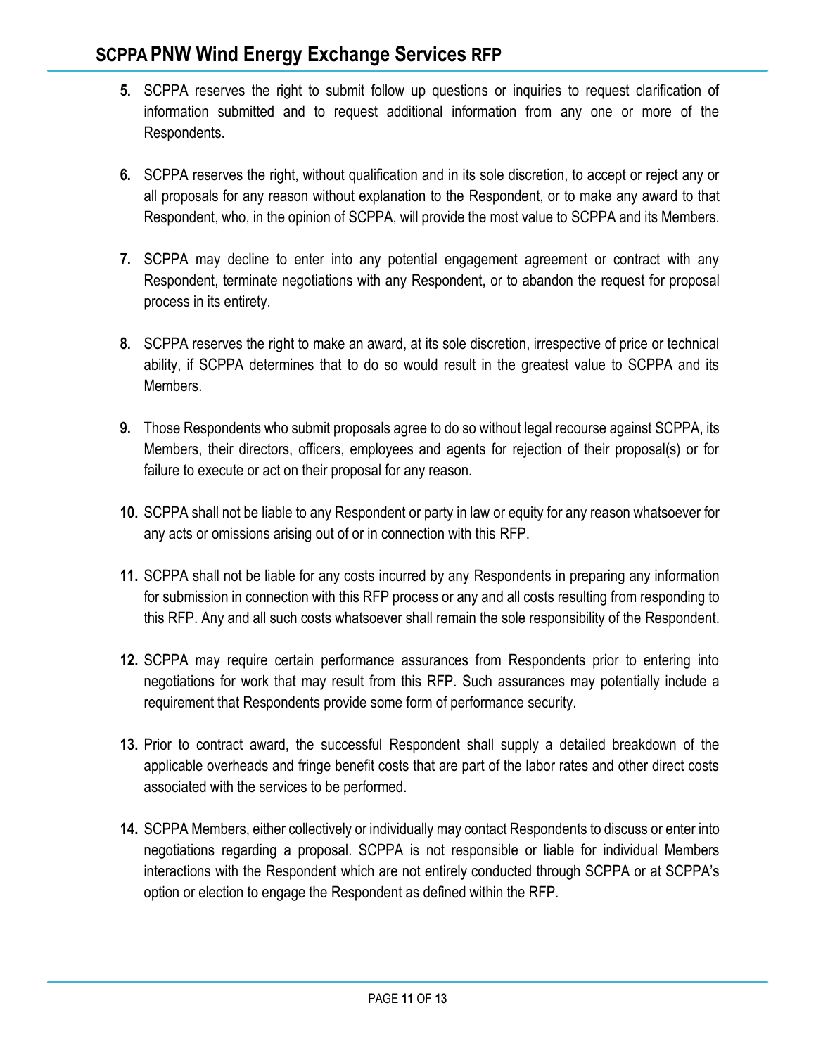5. SCPPA reserves the right to submit follow up questions or inquiries to request clarification of information submitted and to request additional information from any one or more of the Respondents.

6. SCPPA reserves the right, without qualification and in its sole discretion, to accept or reject any or all proposals for any reason without explanation to the Respondent, or to make any award to that Respondent, who, in the opinion of SCPPA, will provide the most value to SCPPA and its Members.

7. SCPPA may decline to enter into any potential engagement agreement or contract with any Respondent, terminate negotiations with any Respondent, or to abandon the request for proposal process in its entirety.

8. SCPPA reserves the right to make an award, at its sole discretion, irrespective of price or technical ability, if SCPPA determines that to do so would result in the greatest value to SCPPA and its Members.

9. Those Respondents who submit proposals agree to do so without legal recourse against SCPPA, its Members, their directors, officers, employees and agents for rejection of their proposal(s) or for failure to execute or act on their proposal for any reason.

10. SCPPA shall not be liable to any Respondent or party in law or equity for any reason whatsoever for any acts or omissions arising out of or in connection with this RFP.

11. SCPPA shall not be liable for any costs incurred by any Respondents in preparing any information for submission in connection with this RFP process or any and all costs resulting from responding to this RFP. Any and all such costs whatsoever shall remain the sole responsibility of the Respondent.

12. SCPPA may require certain performance assurances from Respondents prior to entering into negotiations for work that may result from this RFP. Such assurances may potentially include a requirement that Respondents provide some form of performance security.

13. Prior to contract award, the successful Respondent shall supply a detailed breakdown of the applicable overheads and fringe benefit costs that are part of the labor rates and other direct costs associated with the services to be performed.

14. SCPPA Members, either collectively or individually may contact Respondents to discuss or enter into negotiations regarding a proposal. SCPPA is not responsible or liable for individual Members interactions with the Respondent which are not entirely conducted through SCPPA or at SCPPA's option or election to engage the Respondent as defined within the RFP.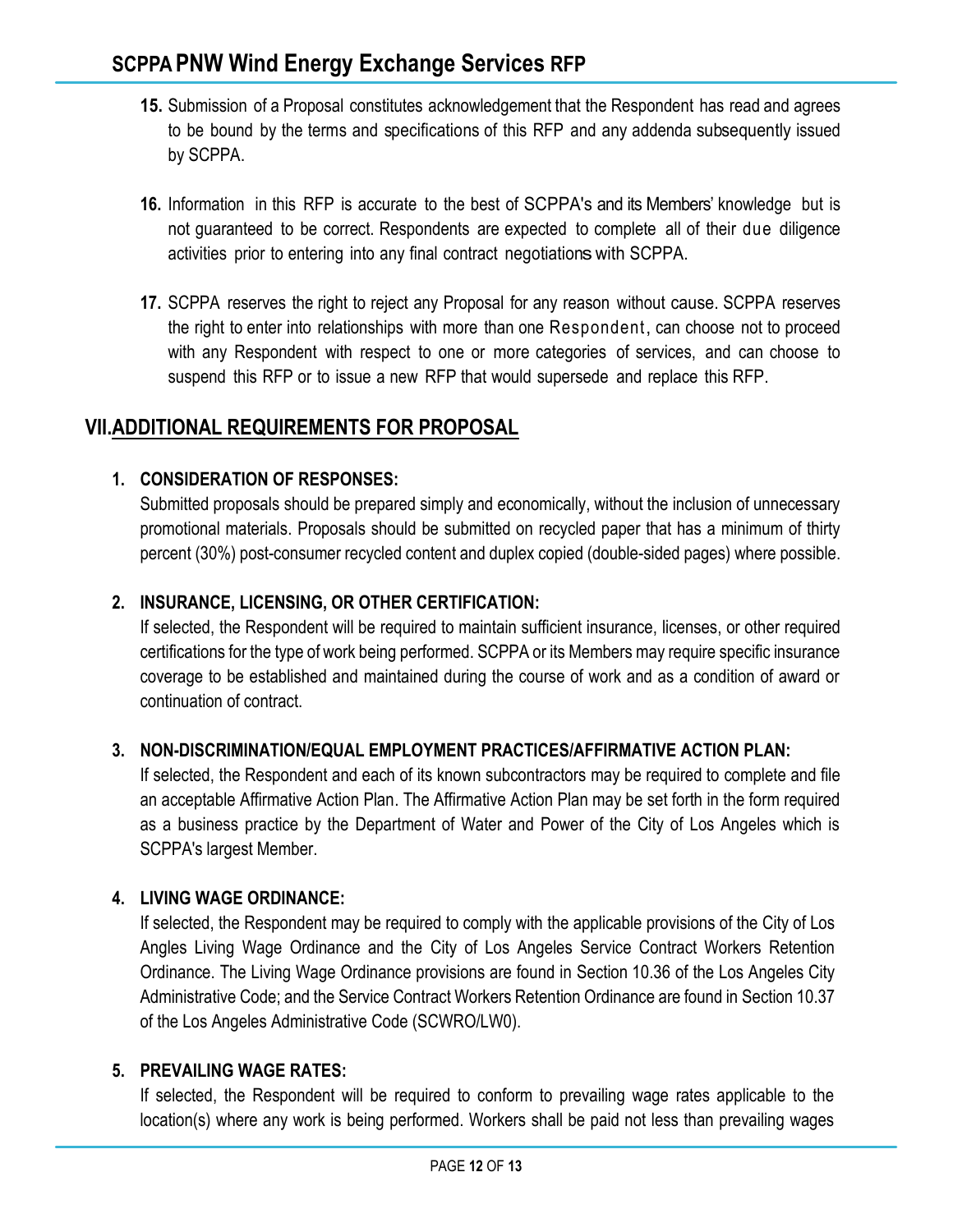15. Submission of a Proposal constitutes acknowledgement that the Respondent has read and agrees to be bound by the terms and specifications of this RFP and any addenda subsequently issued by SCPPA.

16. Information in this RFP is accurate to the best of SCPPA's and its Members' knowledge but is not guaranteed to be correct. Respondents are expected to complete all of their due diligence activities prior to entering into any final contract negotiations with SCPPA.

17. SCPPA reserves the right to reject any Proposal for any reason without cause. SCPPA reserves the right to enter into relationships with more than one Respondent, can choose not to proceed with any Respondent with respect to one or more categories of services, and can choose to suspend this RFP or to issue a new RFP that would supersede and replace this RFP.

## VII. ADDITIONAL REQUIREMENTS FOR PROPOSAL

1. **CONSIDERATION OF RESPONSES:**
   Submitted proposals should be prepared simply and economically, without the inclusion of unnecessary promotional materials. Proposals should be submitted on recycled paper that has a minimum of thirty percent (30%) post-consumer recycled content and duplex copied (double-sided pages) where possible.

2. **INSURANCE, LICENSING, OR OTHER CERTIFICATION:**
   If selected, the Respondent will be required to maintain sufficient insurance, licenses, or other required certifications for the type of work being performed. SCPPA or its Members may require specific insurance coverage to be established and maintained during the course of work and as a condition of award or continuation of contract.

3. **NON-DISCRIMINATION/EQUAL EMPLOYMENT PRACTICES/AFFIRMATIVE ACTION PLAN:**
   If selected, the Respondent and each of its known subcontractors may be required to complete and file an acceptable Affirmative Action Plan. The Affirmative Action Plan may be set forth in the form required as a business practice by the Department of Water and Power of the City of Los Angeles which is SCPPA's largest Member.

4. **LIVING WAGE ORDINANCE:**
   If selected, the Respondent may be required to comply with the applicable provisions of the City of Los Angles Living Wage Ordinance and the City of Los Angeles Service Contract Workers Retention Ordinance. The Living Wage Ordinance provisions are found in Section 10.36 of the Los Angeles City Administrative Code; and the Service Contract Workers Retention Ordinance are found in Section 10.37 of the Los Angeles Administrative Code (SCWRO/LW0).

5. **PREVAILING WAGE RATES:**
   If selected, the Respondent will be required to conform to prevailing wage rates applicable to the location(s) where any work is being performed. Workers shall be paid not less than prevailing wages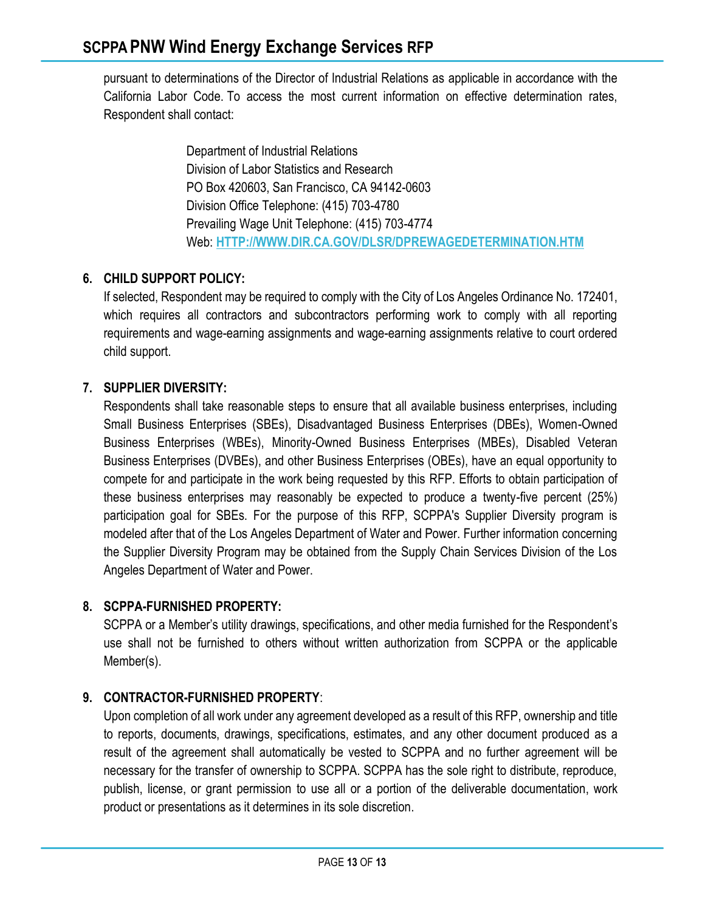pursuant to determinations of the Director of Industrial Relations as applicable in accordance with the California Labor Code. To access the most current information on effective determination rates, Respondent shall contact:

> Department of Industrial Relations
> Division of Labor Statistics and Research
> PO Box 420603, San Francisco, CA 94142-0603
> Division Office Telephone: (415) 703-4780
> Prevailing Wage Unit Telephone: (415) 703-4774
> Web: **HTTP://WWW.DIR.CA.GOV/DLSR/DPREWAGEDETERMINATION.HTM**

**6. CHILD SUPPORT POLICY:**

If selected, Respondent may be required to comply with the City of Los Angeles Ordinance No. 172401, which requires all contractors and subcontractors performing work to comply with all reporting requirements and wage-earning assignments and wage-earning assignments relative to court ordered child support.

**7. SUPPLIER DIVERSITY:**

Respondents shall take reasonable steps to ensure that all available business enterprises, including Small Business Enterprises (SBEs), Disadvantaged Business Enterprises (DBEs), Women-Owned Business Enterprises (WBEs), Minority-Owned Business Enterprises (MBEs), Disabled Veteran Business Enterprises (DVBEs), and other Business Enterprises (OBEs), have an equal opportunity to compete for and participate in the work being requested by this RFP. Efforts to obtain participation of these business enterprises may reasonably be expected to produce a twenty-five percent (25%) participation goal for SBEs. For the purpose of this RFP, SCPPA's Supplier Diversity program is modeled after that of the Los Angeles Department of Water and Power. Further information concerning the Supplier Diversity Program may be obtained from the Supply Chain Services Division of the Los Angeles Department of Water and Power.

**8. SCPPA-FURNISHED PROPERTY:**

SCPPA or a Member's utility drawings, specifications, and other media furnished for the Respondent's use shall not be furnished to others without written authorization from SCPPA or the applicable Member(s).

**9. CONTRACTOR-FURNISHED PROPERTY**:

Upon completion of all work under any agreement developed as a result of this RFP, ownership and title to reports, documents, drawings, specifications, estimates, and any other document produced as a result of the agreement shall automatically be vested to SCPPA and no further agreement will be necessary for the transfer of ownership to SCPPA. SCPPA has the sole right to distribute, reproduce, publish, license, or grant permission to use all or a portion of the deliverable documentation, work product or presentations as it determines in its sole discretion.